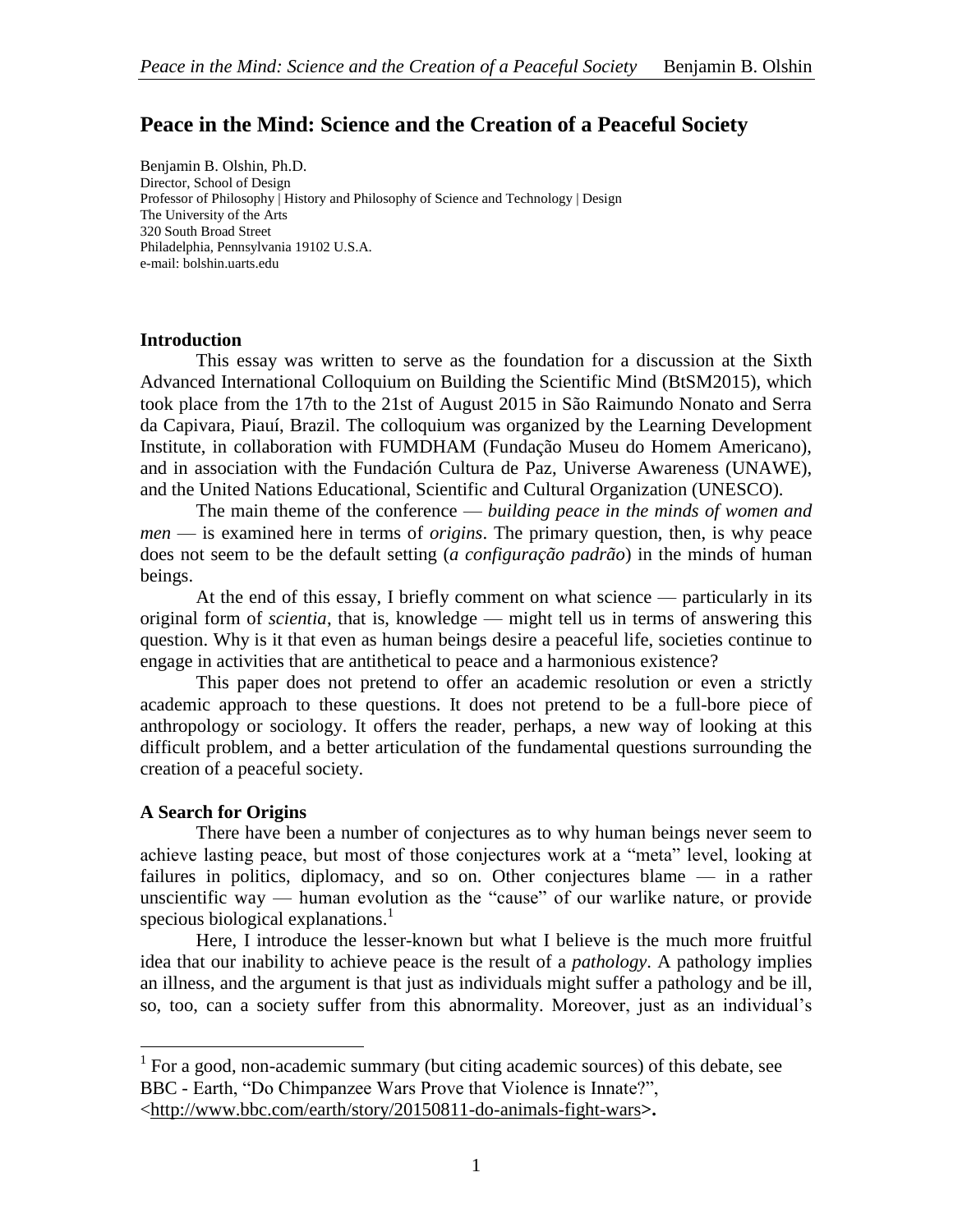# Peace in the Mind: Science and the Creation of a Peaceful Society

Benjamin B. Olshin, Ph.D.
Director, School of Design
Professor of Philosophy | History and Philosophy of Science and Technology | Design
The University of the Arts
320 South Broad Street
Philadelphia, Pennsylvania 19102 U.S.A.
e-mail: bolshin.uarts.edu

## Introduction

This essay was written to serve as the foundation for a discussion at the Sixth Advanced International Colloquium on Building the Scientific Mind (BtSM2015), which took place from the 17th to the 21st of August 2015 in São Raimundo Nonato and Serra da Capivara, Piauí, Brazil. The colloquium was organized by the Learning Development Institute, in collaboration with FUMDHAM (Fundação Museu do Homem Americano), and in association with the Fundación Cultura de Paz, Universe Awareness (UNAWE), and the United Nations Educational, Scientific and Cultural Organization (UNESCO).

The main theme of the conference — *building peace in the minds of women and men* — is examined here in terms of *origins*. The primary question, then, is why peace does not seem to be the default setting (*a configuração padrão*) in the minds of human beings.

At the end of this essay, I briefly comment on what science — particularly in its original form of *scientia*, that is, knowledge — might tell us in terms of answering this question. Why is it that even as human beings desire a peaceful life, societies continue to engage in activities that are antithetical to peace and a harmonious existence?

This paper does not pretend to offer an academic resolution or even a strictly academic approach to these questions. It does not pretend to be a full-bore piece of anthropology or sociology. It offers the reader, perhaps, a new way of looking at this difficult problem, and a better articulation of the fundamental questions surrounding the creation of a peaceful society.

## A Search for Origins

There have been a number of conjectures as to why human beings never seem to achieve lasting peace, but most of those conjectures work at a "meta" level, looking at failures in politics, diplomacy, and so on. Other conjectures blame — in a rather unscientific way — human evolution as the "cause" of our warlike nature, or provide specious biological explanations.[1]

Here, I introduce the lesser-known but what I believe is the much more fruitful idea that our inability to achieve peace is the result of a *pathology*. A pathology implies an illness, and the argument is that just as individuals might suffer a pathology and be ill, so, too, can a society suffer from this abnormality. Moreover, just as an individual's

---

[1] For a good, non-academic summary (but citing academic sources) of this debate, see BBC - Earth, "Do Chimpanzee Wars Prove that Violence is Innate?", <http://www.bbc.com/earth/story/20150811-do-animals-fight-wars>.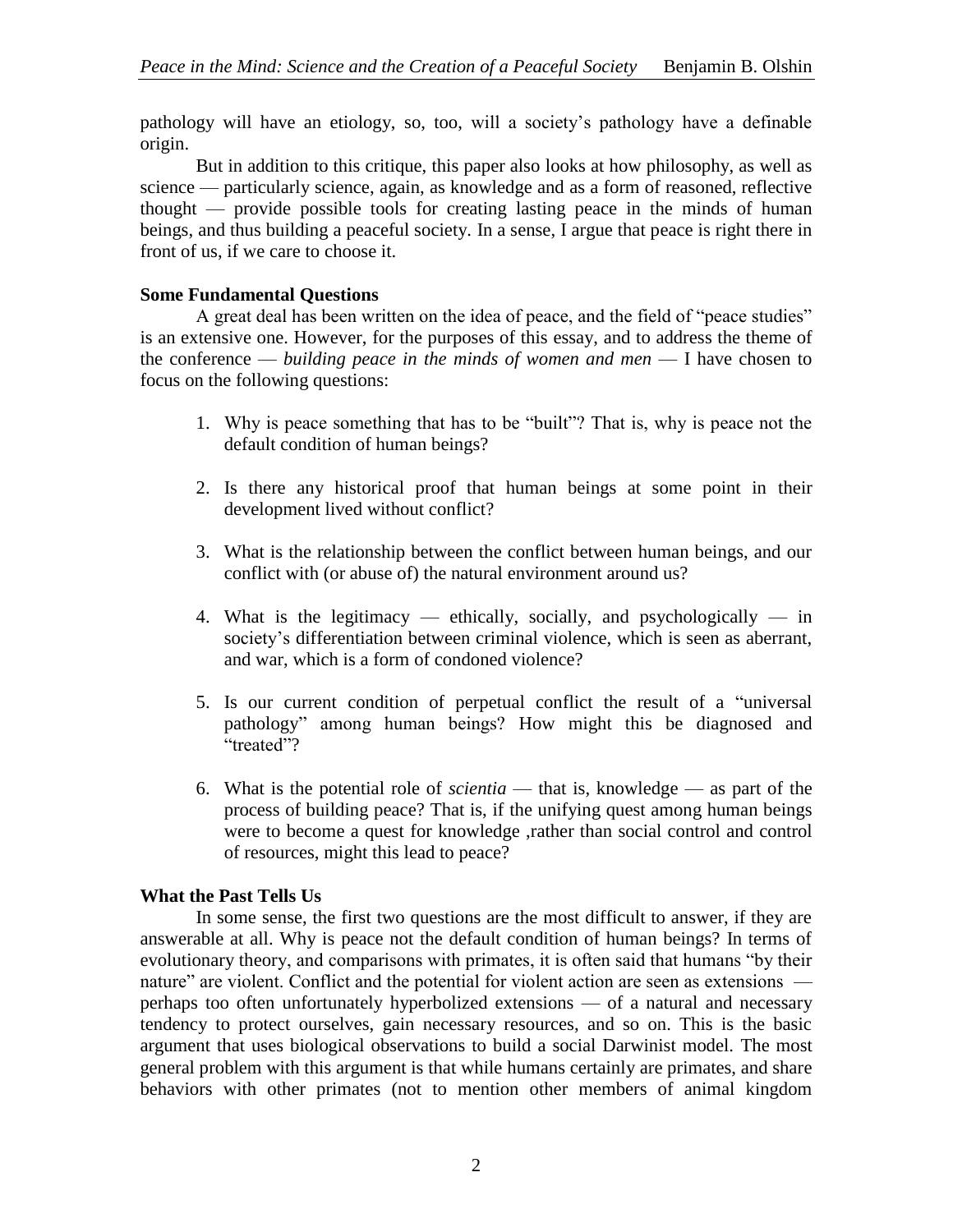pathology will have an etiology, so, too, will a society's pathology have a definable origin.

But in addition to this critique, this paper also looks at how philosophy, as well as science — particularly science, again, as knowledge and as a form of reasoned, reflective thought — provide possible tools for creating lasting peace in the minds of human beings, and thus building a peaceful society. In a sense, I argue that peace is right there in front of us, if we care to choose it.

**Some Fundamental Questions**

A great deal has been written on the idea of peace, and the field of "peace studies" is an extensive one. However, for the purposes of this essay, and to address the theme of the conference — *building peace in the minds of women and men* — I have chosen to focus on the following questions:

1. Why is peace something that has to be "built"? That is, why is peace not the default condition of human beings?

2. Is there any historical proof that human beings at some point in their development lived without conflict?

3. What is the relationship between the conflict between human beings, and our conflict with (or abuse of) the natural environment around us?

4. What is the legitimacy — ethically, socially, and psychologically — in society's differentiation between criminal violence, which is seen as aberrant, and war, which is a form of condoned violence?

5. Is our current condition of perpetual conflict the result of a "universal pathology" among human beings? How might this be diagnosed and "treated"?

6. What is the potential role of *scientia* — that is, knowledge — as part of the process of building peace? That is, if the unifying quest among human beings were to become a quest for knowledge ,rather than social control and control of resources, might this lead to peace?

**What the Past Tells Us**

In some sense, the first two questions are the most difficult to answer, if they are answerable at all. Why is peace not the default condition of human beings? In terms of evolutionary theory, and comparisons with primates, it is often said that humans "by their nature" are violent. Conflict and the potential for violent action are seen as extensions — perhaps too often unfortunately hyperbolized extensions — of a natural and necessary tendency to protect ourselves, gain necessary resources, and so on. This is the basic argument that uses biological observations to build a social Darwinist model. The most general problem with this argument is that while humans certainly are primates, and share behaviors with other primates (not to mention other members of animal kingdom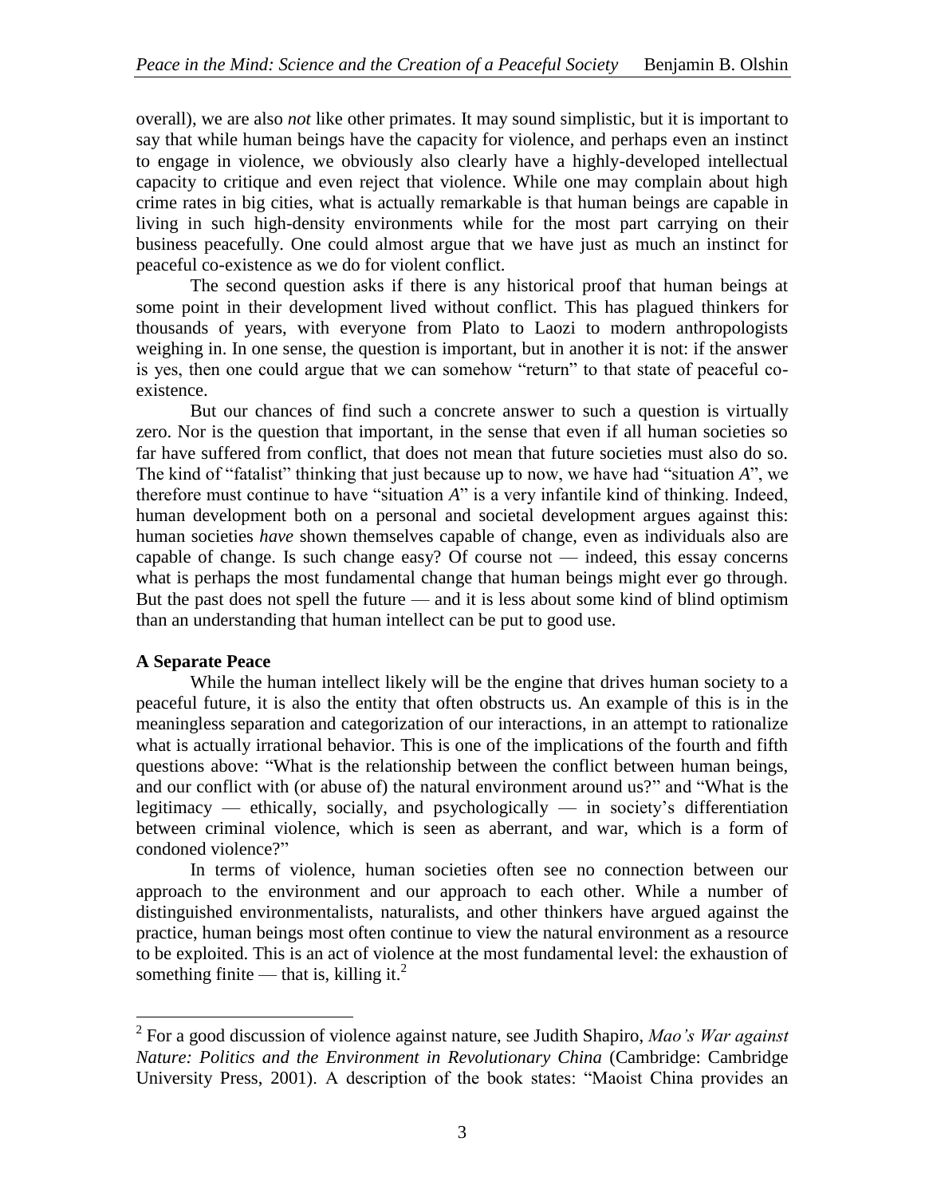overall), we are also *not* like other primates. It may sound simplistic, but it is important to say that while human beings have the capacity for violence, and perhaps even an instinct to engage in violence, we obviously also clearly have a highly-developed intellectual capacity to critique and even reject that violence. While one may complain about high crime rates in big cities, what is actually remarkable is that human beings are capable in living in such high-density environments while for the most part carrying on their business peacefully. One could almost argue that we have just as much an instinct for peaceful co-existence as we do for violent conflict.

The second question asks if there is any historical proof that human beings at some point in their development lived without conflict. This has plagued thinkers for thousands of years, with everyone from Plato to Laozi to modern anthropologists weighing in. In one sense, the question is important, but in another it is not: if the answer is yes, then one could argue that we can somehow "return" to that state of peaceful co-existence.

But our chances of find such a concrete answer to such a question is virtually zero. Nor is the question that important, in the sense that even if all human societies so far have suffered from conflict, that does not mean that future societies must also do so. The kind of "fatalist" thinking that just because up to now, we have had "situation *A*", we therefore must continue to have "situation *A*" is a very infantile kind of thinking. Indeed, human development both on a personal and societal development argues against this: human societies *have* shown themselves capable of change, even as individuals also are capable of change. Is such change easy? Of course not — indeed, this essay concerns what is perhaps the most fundamental change that human beings might ever go through. But the past does not spell the future — and it is less about some kind of blind optimism than an understanding that human intellect can be put to good use.

**A Separate Peace**

While the human intellect likely will be the engine that drives human society to a peaceful future, it is also the entity that often obstructs us. An example of this is in the meaningless separation and categorization of our interactions, in an attempt to rationalize what is actually irrational behavior. This is one of the implications of the fourth and fifth questions above: "What is the relationship between the conflict between human beings, and our conflict with (or abuse of) the natural environment around us?" and "What is the legitimacy — ethically, socially, and psychologically — in society's differentiation between criminal violence, which is seen as aberrant, and war, which is a form of condoned violence?"

In terms of violence, human societies often see no connection between our approach to the environment and our approach to each other. While a number of distinguished environmentalists, naturalists, and other thinkers have argued against the practice, human beings most often continue to view the natural environment as a resource to be exploited. This is an act of violence at the most fundamental level: the exhaustion of something finite — that is, killing it.[2]

---

[2] For a good discussion of violence against nature, see Judith Shapiro, *Mao's War against Nature: Politics and the Environment in Revolutionary China* (Cambridge: Cambridge University Press, 2001). A description of the book states: "Maoist China provides an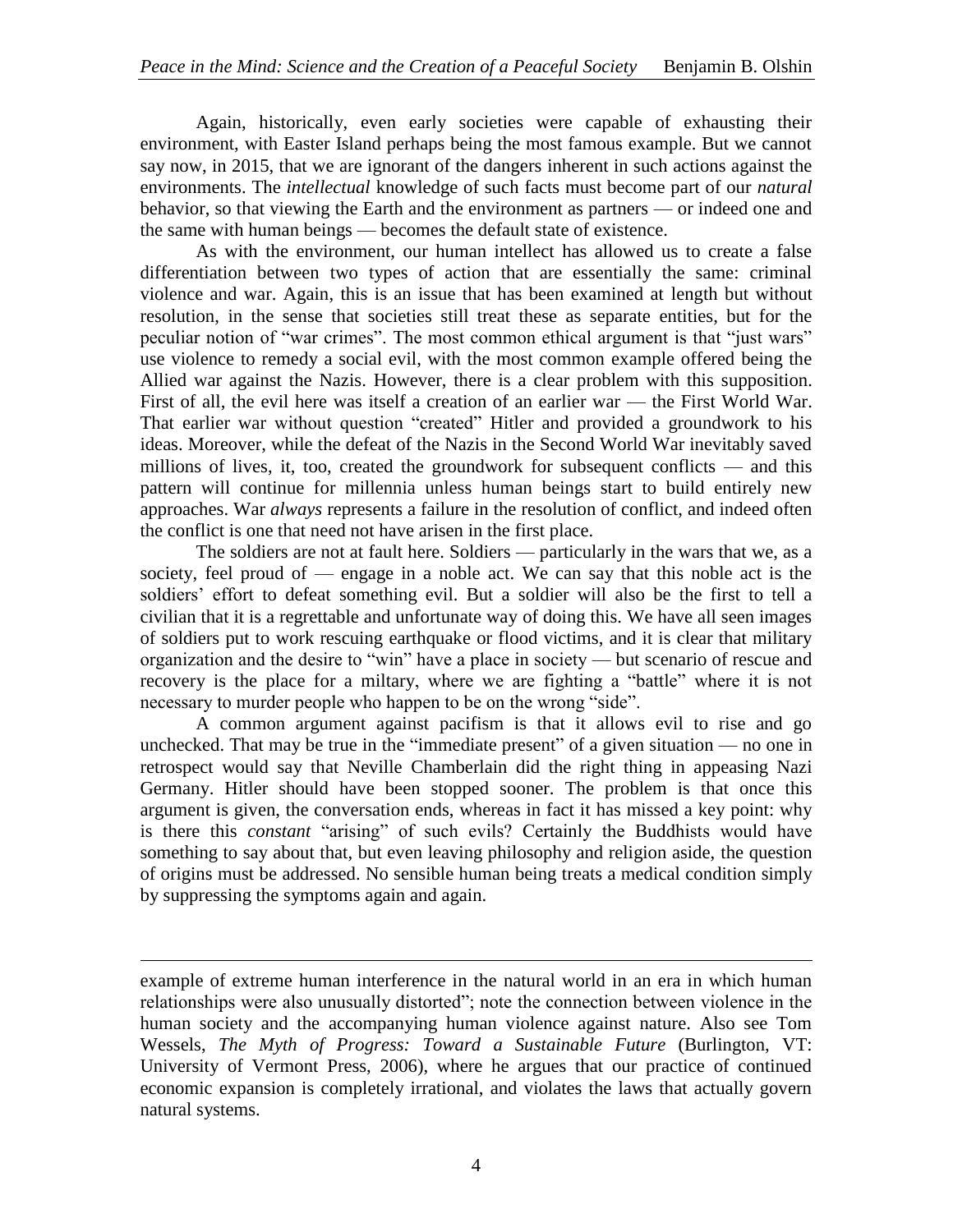Again, historically, even early societies were capable of exhausting their environment, with Easter Island perhaps being the most famous example. But we cannot say now, in 2015, that we are ignorant of the dangers inherent in such actions against the environments. The *intellectual* knowledge of such facts must become part of our *natural* behavior, so that viewing the Earth and the environment as partners — or indeed one and the same with human beings — becomes the default state of existence.

As with the environment, our human intellect has allowed us to create a false differentiation between two types of action that are essentially the same: criminal violence and war. Again, this is an issue that has been examined at length but without resolution, in the sense that societies still treat these as separate entities, but for the peculiar notion of "war crimes". The most common ethical argument is that "just wars" use violence to remedy a social evil, with the most common example offered being the Allied war against the Nazis. However, there is a clear problem with this supposition. First of all, the evil here was itself a creation of an earlier war — the First World War. That earlier war without question "created" Hitler and provided a groundwork to his ideas. Moreover, while the defeat of the Nazis in the Second World War inevitably saved millions of lives, it, too, created the groundwork for subsequent conflicts — and this pattern will continue for millennia unless human beings start to build entirely new approaches. War *always* represents a failure in the resolution of conflict, and indeed often the conflict is one that need not have arisen in the first place.

The soldiers are not at fault here. Soldiers — particularly in the wars that we, as a society, feel proud of — engage in a noble act. We can say that this noble act is the soldiers' effort to defeat something evil. But a soldier will also be the first to tell a civilian that it is a regrettable and unfortunate way of doing this. We have all seen images of soldiers put to work rescuing earthquake or flood victims, and it is clear that military organization and the desire to "win" have a place in society — but scenario of rescue and recovery is the place for a miltary, where we are fighting a "battle" where it is not necessary to murder people who happen to be on the wrong "side".

A common argument against pacifism is that it allows evil to rise and go unchecked. That may be true in the "immediate present" of a given situation — no one in retrospect would say that Neville Chamberlain did the right thing in appeasing Nazi Germany. Hitler should have been stopped sooner. The problem is that once this argument is given, the conversation ends, whereas in fact it has missed a key point: why is there this *constant* "arising" of such evils? Certainly the Buddhists would have something to say about that, but even leaving philosophy and religion aside, the question of origins must be addressed. No sensible human being treats a medical condition simply by suppressing the symptoms again and again.

---

example of extreme human interference in the natural world in an era in which human relationships were also unusually distorted"; note the connection between violence in the human society and the accompanying human violence against nature. Also see Tom Wessels, *The Myth of Progress: Toward a Sustainable Future* (Burlington, VT: University of Vermont Press, 2006), where he argues that our practice of continued economic expansion is completely irrational, and violates the laws that actually govern natural systems.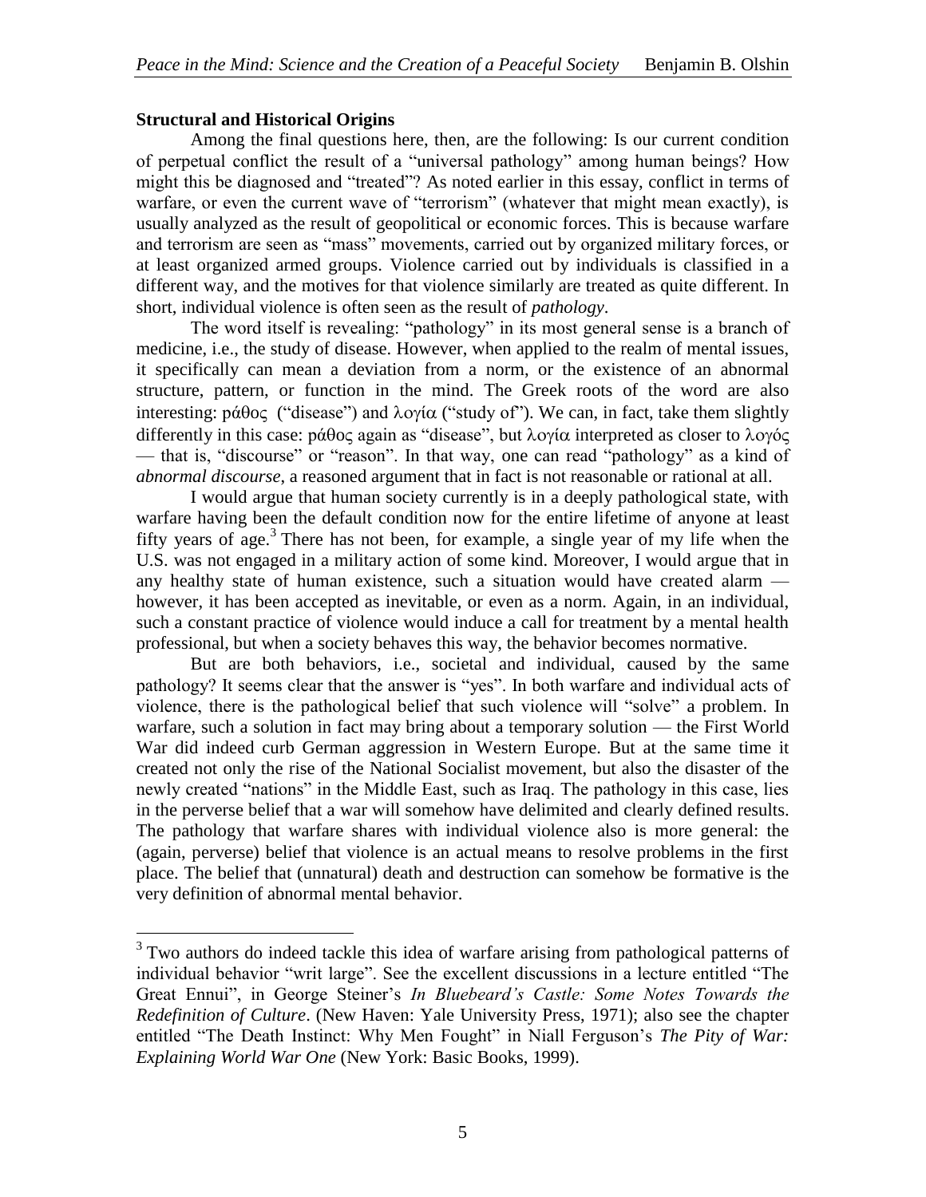**Structural and Historical Origins**

Among the final questions here, then, are the following: Is our current condition of perpetual conflict the result of a "universal pathology" among human beings? How might this be diagnosed and "treated"? As noted earlier in this essay, conflict in terms of warfare, or even the current wave of "terrorism" (whatever that might mean exactly), is usually analyzed as the result of geopolitical or economic forces. This is because warfare and terrorism are seen as "mass" movements, carried out by organized military forces, or at least organized armed groups. Violence carried out by individuals is classified in a different way, and the motives for that violence similarly are treated as quite different. In short, individual violence is often seen as the result of *pathology*.

The word itself is revealing: "pathology" in its most general sense is a branch of medicine, i.e., the study of disease. However, when applied to the realm of mental issues, it specifically can mean a deviation from a norm, or the existence of an abnormal structure, pattern, or function in the mind. The Greek roots of the word are also interesting: ράθος ("disease") and λογία ("study of"). We can, in fact, take them slightly differently in this case: ράθος again as "disease", but λογία interpreted as closer to λογός — that is, "discourse" or "reason". In that way, one can read "pathology" as a kind of *abnormal discourse*, a reasoned argument that in fact is not reasonable or rational at all.

I would argue that human society currently is in a deeply pathological state, with warfare having been the default condition now for the entire lifetime of anyone at least fifty years of age.[3] There has not been, for example, a single year of my life when the U.S. was not engaged in a military action of some kind. Moreover, I would argue that in any healthy state of human existence, such a situation would have created alarm — however, it has been accepted as inevitable, or even as a norm. Again, in an individual, such a constant practice of violence would induce a call for treatment by a mental health professional, but when a society behaves this way, the behavior becomes normative.

But are both behaviors, i.e., societal and individual, caused by the same pathology? It seems clear that the answer is "yes". In both warfare and individual acts of violence, there is the pathological belief that such violence will "solve" a problem. In warfare, such a solution in fact may bring about a temporary solution — the First World War did indeed curb German aggression in Western Europe. But at the same time it created not only the rise of the National Socialist movement, but also the disaster of the newly created "nations" in the Middle East, such as Iraq. The pathology in this case, lies in the perverse belief that a war will somehow have delimited and clearly defined results. The pathology that warfare shares with individual violence also is more general: the (again, perverse) belief that violence is an actual means to resolve problems in the first place. The belief that (unnatural) death and destruction can somehow be formative is the very definition of abnormal mental behavior.

---

[3] Two authors do indeed tackle this idea of warfare arising from pathological patterns of individual behavior "writ large". See the excellent discussions in a lecture entitled "The Great Ennui", in George Steiner's *In Bluebeard's Castle: Some Notes Towards the Redefinition of Culture*. (New Haven: Yale University Press, 1971); also see the chapter entitled "The Death Instinct: Why Men Fought" in Niall Ferguson's *The Pity of War: Explaining World War One* (New York: Basic Books, 1999).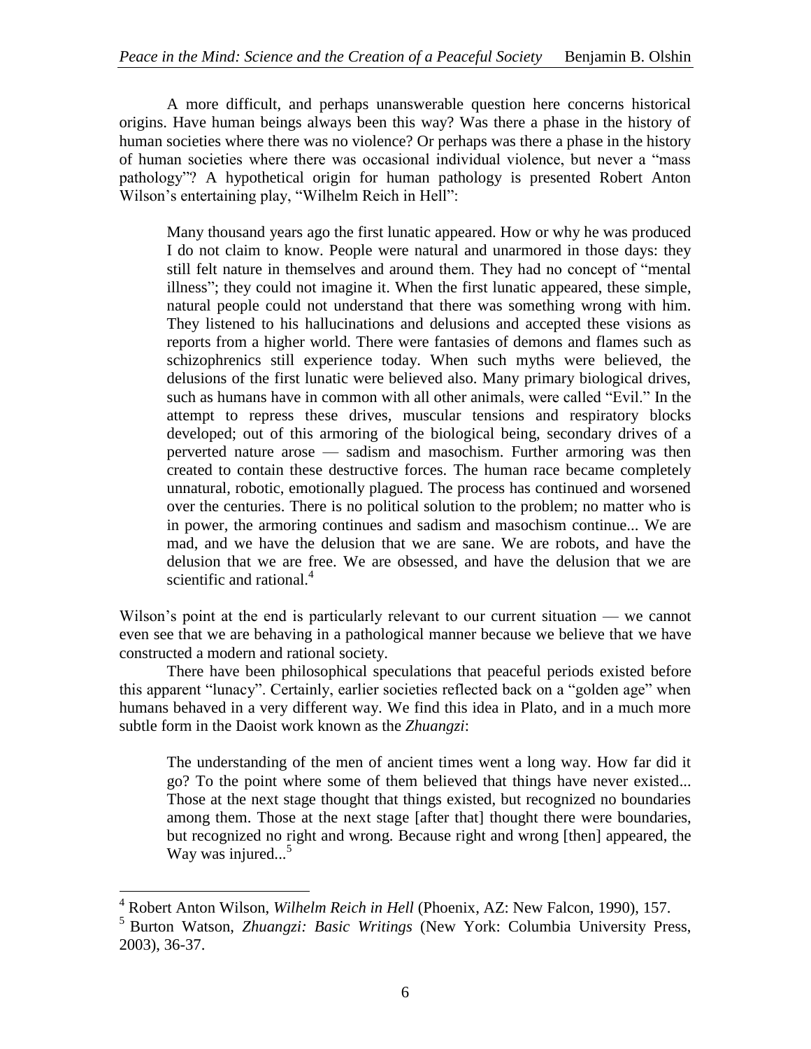A more difficult, and perhaps unanswerable question here concerns historical origins. Have human beings always been this way? Was there a phase in the history of human societies where there was no violence? Or perhaps was there a phase in the history of human societies where there was occasional individual violence, but never a "mass pathology"? A hypothetical origin for human pathology is presented Robert Anton Wilson's entertaining play, "Wilhelm Reich in Hell":

> Many thousand years ago the first lunatic appeared. How or why he was produced I do not claim to know. People were natural and unarmored in those days: they still felt nature in themselves and around them. They had no concept of "mental illness"; they could not imagine it. When the first lunatic appeared, these simple, natural people could not understand that there was something wrong with him. They listened to his hallucinations and delusions and accepted these visions as reports from a higher world. There were fantasies of demons and flames such as schizophrenics still experience today. When such myths were believed, the delusions of the first lunatic were believed also. Many primary biological drives, such as humans have in common with all other animals, were called "Evil." In the attempt to repress these drives, muscular tensions and respiratory blocks developed; out of this armoring of the biological being, secondary drives of a perverted nature arose — sadism and masochism. Further armoring was then created to contain these destructive forces. The human race became completely unnatural, robotic, emotionally plagued. The process has continued and worsened over the centuries. There is no political solution to the problem; no matter who is in power, the armoring continues and sadism and masochism continue... We are mad, and we have the delusion that we are sane. We are robots, and have the delusion that we are free. We are obsessed, and have the delusion that we are scientific and rational.[4]

Wilson's point at the end is particularly relevant to our current situation — we cannot even see that we are behaving in a pathological manner because we believe that we have constructed a modern and rational society.

There have been philosophical speculations that peaceful periods existed before this apparent "lunacy". Certainly, earlier societies reflected back on a "golden age" when humans behaved in a very different way. We find this idea in Plato, and in a much more subtle form in the Daoist work known as the *Zhuangzi*:

> The understanding of the men of ancient times went a long way. How far did it go? To the point where some of them believed that things have never existed... Those at the next stage thought that things existed, but recognized no boundaries among them. Those at the next stage [after that] thought there were boundaries, but recognized no right and wrong. Because right and wrong [then] appeared, the Way was injured...[5]

---

[4] Robert Anton Wilson, *Wilhelm Reich in Hell* (Phoenix, AZ: New Falcon, 1990), 157.

[5] Burton Watson, *Zhuangzi: Basic Writings* (New York: Columbia University Press, 2003), 36-37.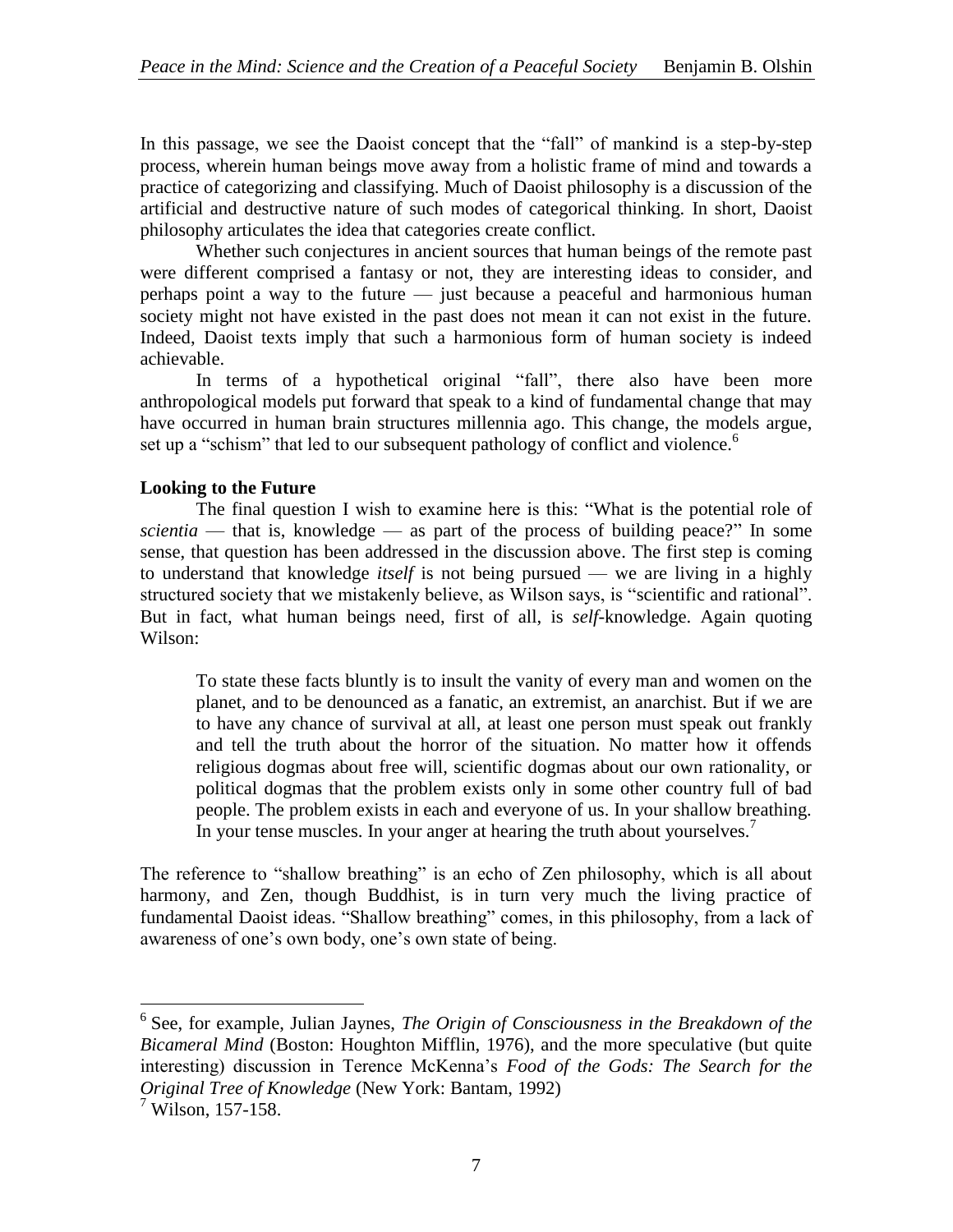In this passage, we see the Daoist concept that the "fall" of mankind is a step-by-step process, wherein human beings move away from a holistic frame of mind and towards a practice of categorizing and classifying. Much of Daoist philosophy is a discussion of the artificial and destructive nature of such modes of categorical thinking. In short, Daoist philosophy articulates the idea that categories create conflict.

Whether such conjectures in ancient sources that human beings of the remote past were different comprised a fantasy or not, they are interesting ideas to consider, and perhaps point a way to the future — just because a peaceful and harmonious human society might not have existed in the past does not mean it can not exist in the future. Indeed, Daoist texts imply that such a harmonious form of human society is indeed achievable.

In terms of a hypothetical original "fall", there also have been more anthropological models put forward that speak to a kind of fundamental change that may have occurred in human brain structures millennia ago. This change, the models argue, set up a "schism" that led to our subsequent pathology of conflict and violence.[6]

**Looking to the Future**

The final question I wish to examine here is this: "What is the potential role of *scientia* — that is, knowledge — as part of the process of building peace?" In some sense, that question has been addressed in the discussion above. The first step is coming to understand that knowledge *itself* is not being pursued — we are living in a highly structured society that we mistakenly believe, as Wilson says, is "scientific and rational". But in fact, what human beings need, first of all, is *self*-knowledge. Again quoting Wilson:

> To state these facts bluntly is to insult the vanity of every man and women on the planet, and to be denounced as a fanatic, an extremist, an anarchist. But if we are to have any chance of survival at all, at least one person must speak out frankly and tell the truth about the horror of the situation. No matter how it offends religious dogmas about free will, scientific dogmas about our own rationality, or political dogmas that the problem exists only in some other country full of bad people. The problem exists in each and everyone of us. In your shallow breathing. In your tense muscles. In your anger at hearing the truth about yourselves.[7]

The reference to "shallow breathing" is an echo of Zen philosophy, which is all about harmony, and Zen, though Buddhist, is in turn very much the living practice of fundamental Daoist ideas. "Shallow breathing" comes, in this philosophy, from a lack of awareness of one's own body, one's own state of being.

---

[6] See, for example, Julian Jaynes, *The Origin of Consciousness in the Breakdown of the Bicameral Mind* (Boston: Houghton Mifflin, 1976), and the more speculative (but quite interesting) discussion in Terence McKenna's *Food of the Gods: The Search for the Original Tree of Knowledge* (New York: Bantam, 1992)

[7] Wilson, 157-158.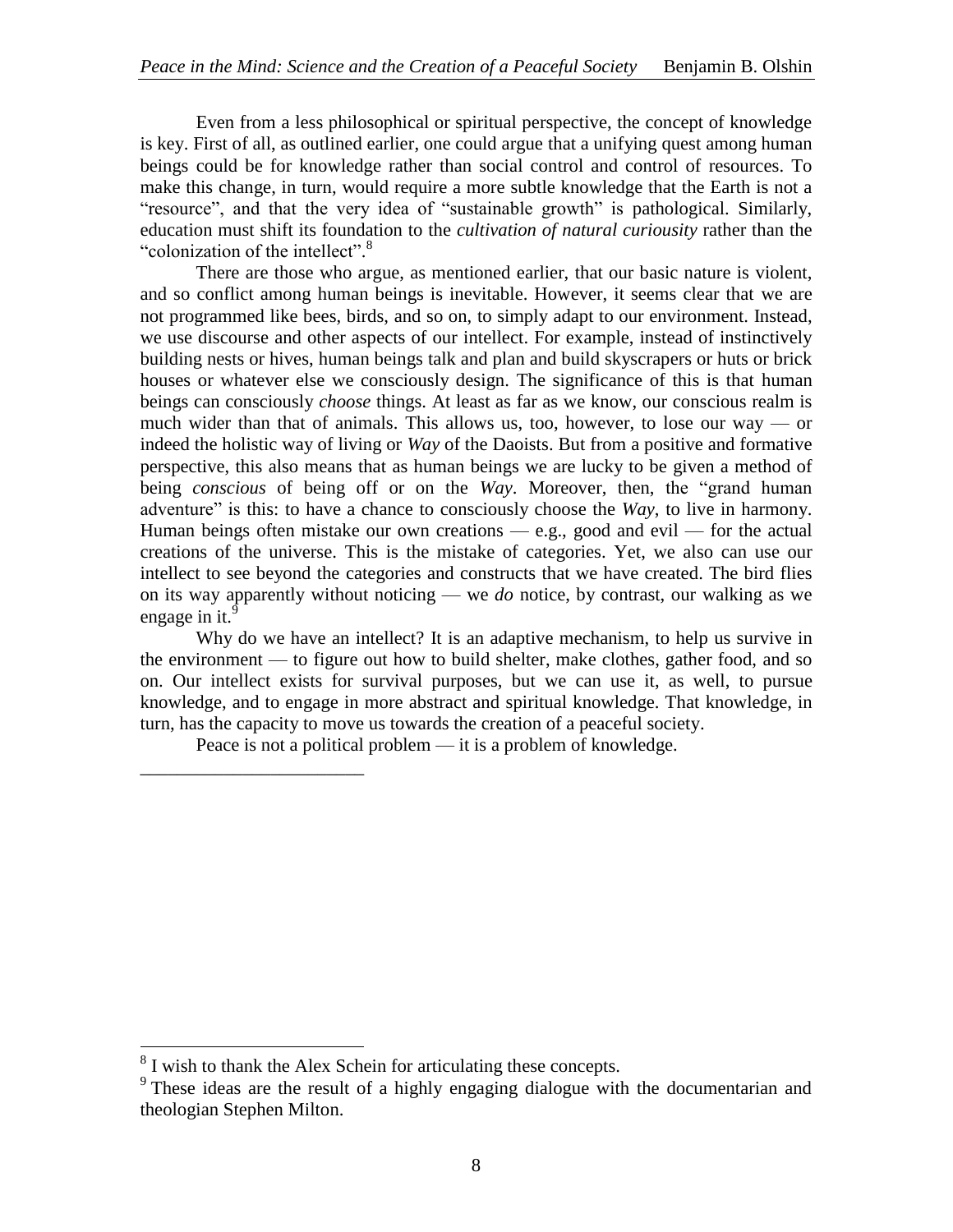Even from a less philosophical or spiritual perspective, the concept of knowledge is key. First of all, as outlined earlier, one could argue that a unifying quest among human beings could be for knowledge rather than social control and control of resources. To make this change, in turn, would require a more subtle knowledge that the Earth is not a "resource", and that the very idea of "sustainable growth" is pathological. Similarly, education must shift its foundation to the *cultivation of natural curiousity* rather than the "colonization of the intellect".[8]

There are those who argue, as mentioned earlier, that our basic nature is violent, and so conflict among human beings is inevitable. However, it seems clear that we are not programmed like bees, birds, and so on, to simply adapt to our environment. Instead, we use discourse and other aspects of our intellect. For example, instead of instinctively building nests or hives, human beings talk and plan and build skyscrapers or huts or brick houses or whatever else we consciously design. The significance of this is that human beings can consciously *choose* things. At least as far as we know, our conscious realm is much wider than that of animals. This allows us, too, however, to lose our way — or indeed the holistic way of living or *Way* of the Daoists. But from a positive and formative perspective, this also means that as human beings we are lucky to be given a method of being *conscious* of being off or on the *Way*. Moreover, then, the "grand human adventure" is this: to have a chance to consciously choose the *Way*, to live in harmony. Human beings often mistake our own creations — e.g., good and evil — for the actual creations of the universe. This is the mistake of categories. Yet, we also can use our intellect to see beyond the categories and constructs that we have created. The bird flies on its way apparently without noticing — we *do* notice, by contrast, our walking as we engage in it.[9]

Why do we have an intellect? It is an adaptive mechanism, to help us survive in the environment — to figure out how to build shelter, make clothes, gather food, and so on. Our intellect exists for survival purposes, but we can use it, as well, to pursue knowledge, and to engage in more abstract and spiritual knowledge. That knowledge, in turn, has the capacity to move us towards the creation of a peaceful society.

Peace is not a political problem — it is a problem of knowledge.

---

[8] I wish to thank the Alex Schein for articulating these concepts.

[9] These ideas are the result of a highly engaging dialogue with the documentarian and theologian Stephen Milton.